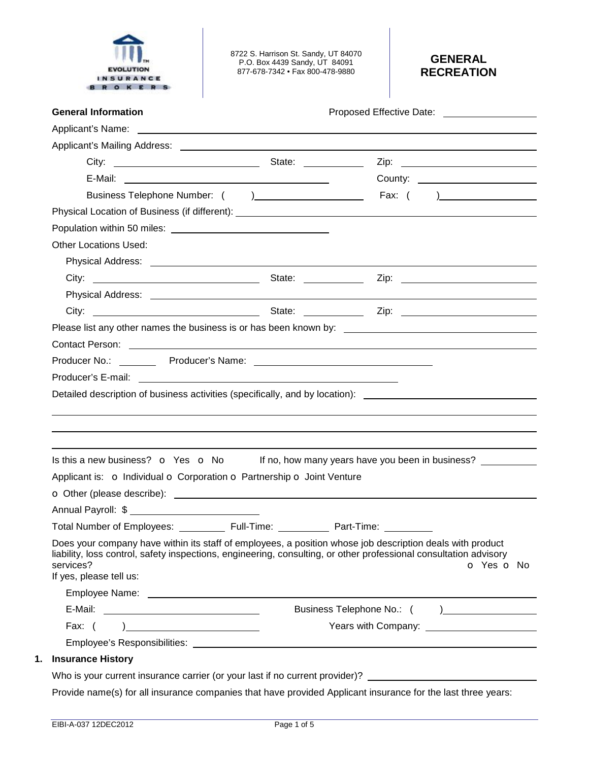EVOLUTION INSURANCE BROKERS

8722 S. Harrison St. Sandy, UT 84070
P.O. Box 4439 Sandy, UT 84091
877-678-7342 • Fax 800-478-9880

# GENERAL RECREATION

**General Information** Proposed Effective Date: ______________

Applicant's Name: ______________________________________________

Applicant's Mailing Address: ______________________________________________

City: ______________ State: ________ Zip: ______________

E-Mail: ______________________ County: ______________

Business Telephone Number: (    ) ______________ Fax: (    ) ______________

Physical Location of Business (if different): ______________________________

Population within 50 miles: ______________________

Other Locations Used:

Physical Address: ______________________________________________

City: ______________ State: ________ Zip: ______________

Physical Address: ______________________________________________

City: ______________ State: ________ Zip: ______________

Please list any other names the business is or has been known by: ______________________

Contact Person: ______________________________________________

Producer No.: ________ Producer's Name: ______________________

Producer's E-mail: ______________________________

Detailed description of business activities (specifically, and by location): ______________________

______________________________________________

______________________________________________

______________________________________________

Is this a new business? o Yes o No    If no, how many years have you been in business? ________

Applicant is: o Individual o Corporation o Partnership o Joint Venture

o Other (please describe): ______________________________________________

Annual Payroll: $ ______________

Total Number of Employees: ________ Full-Time: ________ Part-Time: ________

Does your company have within its staff of employees, a position whose job description deals with product liability, loss control, safety inspections, engineering, consulting, or other professional consultation advisory services? o Yes o No

If yes, please tell us:

Employee Name: ______________________________________________

E-Mail: ______________________ Business Telephone No.: (    ) ______________

Fax: (    ) ______________ Years with Company: ______________

Employee's Responsibilities: ______________________________________________

## 1. Insurance History

Who is your current insurance carrier (or your last if no current provider)? ______________________

Provide name(s) for all insurance companies that have provided Applicant insurance for the last three years:

EIBI-A-037 12DEC2012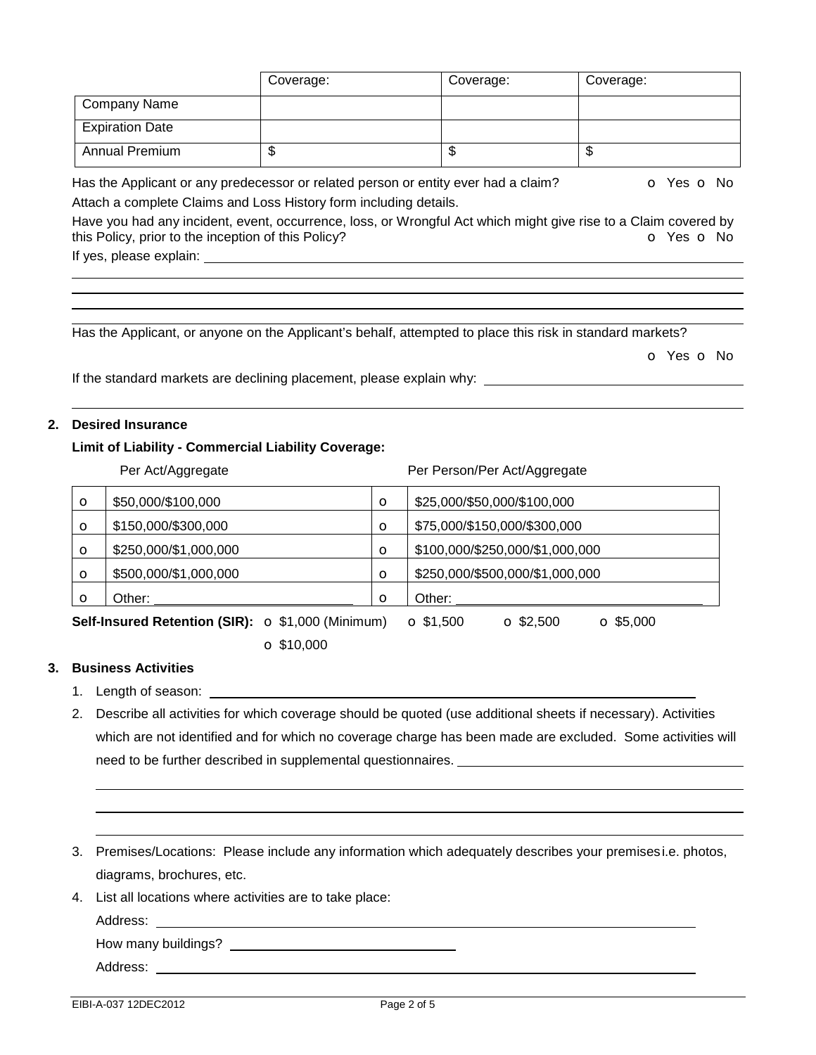| | Coverage: | Coverage: | Coverage: |
|---|---|---|---|
| Company Name | | | |
| Expiration Date | | | |
| Annual Premium | $ | $ | $ |

Has the Applicant or any predecessor or related person or entity ever had a claim? o Yes o No

Attach a complete Claims and Loss History form including details.

Have you had any incident, event, occurrence, loss, or Wrongful Act which might give rise to a Claim covered by this Policy, prior to the inception of this Policy? o Yes o No

If yes, please explain: ______________________________

Has the Applicant, or anyone on the Applicant's behalf, attempted to place this risk in standard markets?

o Yes o No

If the standard markets are declining placement, please explain why: ______________________________

## 2. Desired Insurance

**Limit of Liability - Commercial Liability Coverage:**

| | Per Act/Aggregate | | Per Person/Per Act/Aggregate |
|---|---|---|---|
| o | $50,000/$100,000 | o | $25,000/$50,000/$100,000 |
| o | $150,000/$300,000 | o | $75,000/$150,000/$300,000 |
| o | $250,000/$1,000,000 | o | $100,000/$250,000/$1,000,000 |
| o | $500,000/$1,000,000 | o | $250,000/$500,000/$1,000,000 |
| o | Other: ______________ | o | Other: ______________ |

**Self-Insured Retention (SIR):** o $1,000 (Minimum) o $1,500 o $2,500 o $5,000 o $10,000

## 3. Business Activities

1. Length of season: ______________________________
2. Describe all activities for which coverage should be quoted (use additional sheets if necessary). Activities which are not identified and for which no coverage charge has been made are excluded. Some activities will need to be further described in supplemental questionnaires. ______________________________
3. Premises/Locations: Please include any information which adequately describes your premises i.e. photos, diagrams, brochures, etc.
4. List all locations where activities are to take place:

   Address: ______________________________

   How many buildings? ______________________________

   Address: ______________________________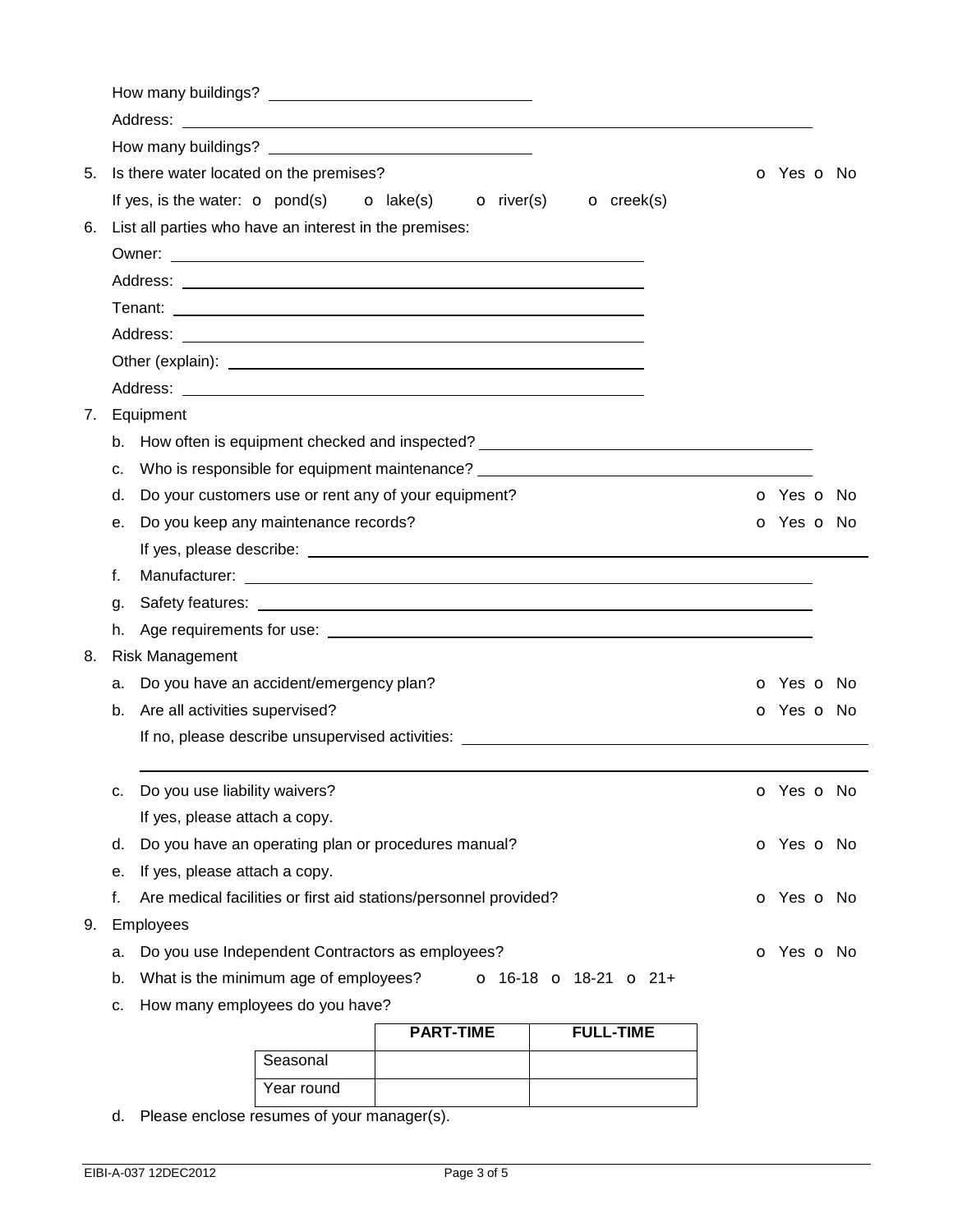How many buildings? ______________________________

Address: ______________________________________________________________________

How many buildings? ______________________________

5. Is there water located on the premises? o Yes o No

   If yes, is the water: o pond(s) o lake(s) o river(s) o creek(s)

6. List all parties who have an interest in the premises:

   Owner: ______________________________________________________

   Address: ______________________________________________________

   Tenant: ______________________________________________________

   Address: ______________________________________________________

   Other (explain): ______________________________________________________

   Address: ______________________________________________________

7. Equipment

   b. How often is equipment checked and inspected? ______________________________

   c. Who is responsible for equipment maintenance? ______________________________

   d. Do you your customers use or rent any of your equipment? o Yes o No

   e. Do you keep any maintenance records? o Yes o No

      If yes, please describe: ______________________________________________________

   f. Manufacturer: ______________________________________________________

   g. Safety features: ______________________________________________________

   h. Age requirements for use: ______________________________________________________

8. Risk Management

   a. Do you have an accident/emergency plan? o Yes o No

   b. Are all activities supervised? o Yes o No

      If no, please describe unsupervised activities: ______________________________

      ______________________________________________________________________

   c. Do you use liability waivers? o Yes o No

      If yes, please attach a copy.

   d. Do you have an operating plan or procedures manual? o Yes o No

   e. If yes, please attach a copy.

   f. Are medical facilities or first aid stations/personnel provided? o Yes o No

9. Employees

   a. Do you use Independent Contractors as employees? o Yes o No

   b. What is the minimum age of employees? o 16-18 o 18-21 o 21+

   c. How many employees do you have?

| | PART-TIME | FULL-TIME |
|---|---|---|
| Seasonal | | |
| Year round | | |

   d. Please enclose resumes of your manager(s).

How many buildings? ______________________________

Address: ______________________________________________________________________

How many buildings? ______________________________

5. Is there water located on the premises? o Yes o No

   If yes, is the water: o pond(s) o lake(s) o river(s) o creek(s)

6. List all parties who have an interest in the premises:

   Owner: ______________________________________________________

   Address: ______________________________________________________

   Tenant: ______________________________________________________

   Address: ______________________________________________________

   Other (explain): ______________________________________________________

   Address: ______________________________________________________

7. Equipment

   b. How often is equipment checked and inspected? ______________________________

   c. Who is responsible for equipment maintenance? ______________________________

   d. Do your customers use or rent any of your equipment? o Yes o No

   e. Do you keep any maintenance records? o Yes o No

      If yes, please describe: ______________________________________________________

   f. Manufacturer: ______________________________________________________

   g. Safety features: ______________________________________________________

   h. Age requirements for use: ______________________________________________________

8. Risk Management

   a. Do you have an accident/emergency plan? o Yes o No

   b. Are all activities supervised? o Yes o No

      If no, please describe unsupervised activities: ______________________________

      ______________________________________________________________________

   c. Do you use liability waivers? o Yes o No

      If yes, please attach a copy.

   d. Do you have an operating plan or procedures manual? o Yes o No

   e. If yes, please attach a copy.

   f. Are medical facilities or first aid stations/personnel provided? o Yes o No

9. Employees

   a. Do you use Independent Contractors as employees? o Yes o No

   b. What is the minimum age of employees? o 16-18 o 18-21 o 21+

   c. How many employees do you have?

| | PART-TIME | FULL-TIME |
|---|---|---|
| Seasonal | | |
| Year round | | |

   d. Please enclose resumes of your manager(s).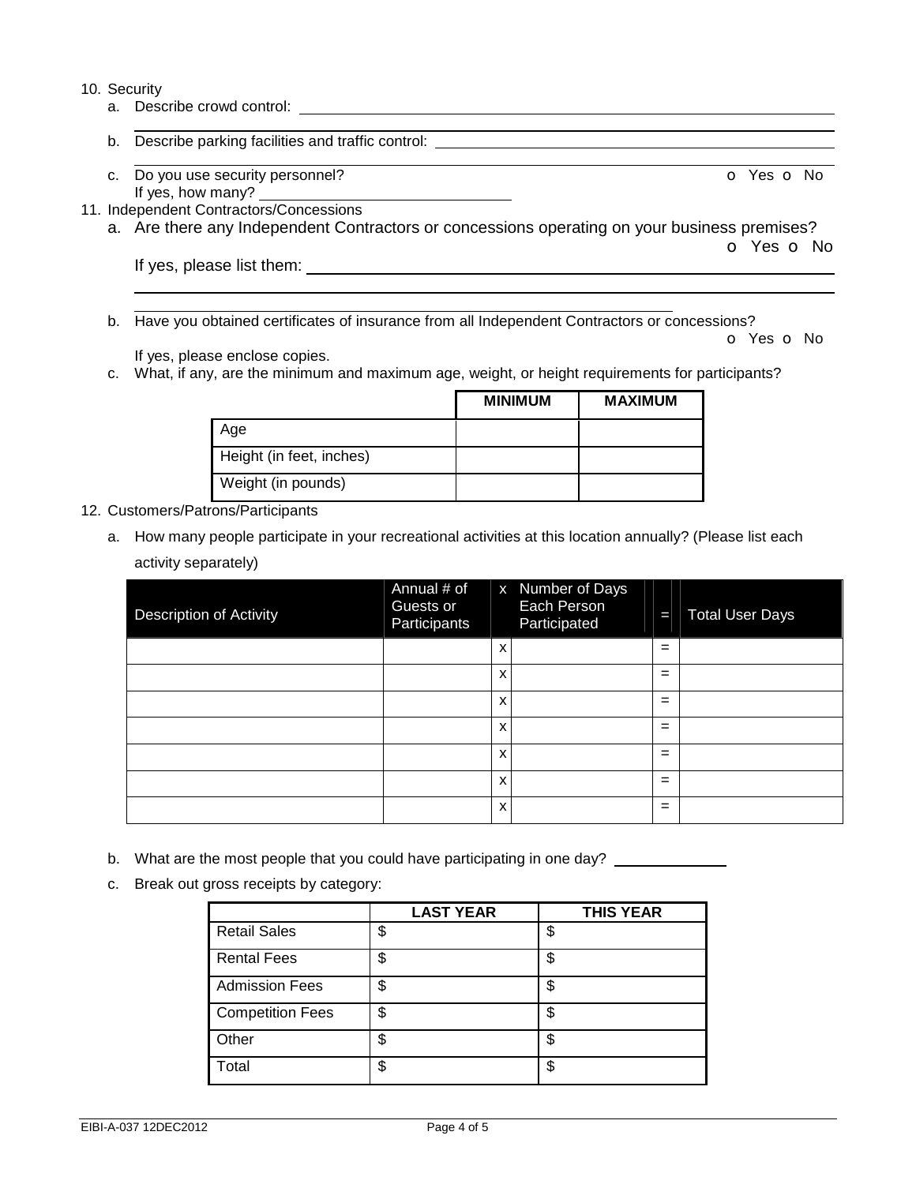10. Security
    a. Describe crowd control: \_\_\_\_\_\_\_\_\_\_\_\_\_\_\_\_\_\_\_\_\_\_\_\_\_\_\_\_\_\_\_\_\_\_\_\_\_\_\_\_\_\_\_\_

    b. Describe parking facilities and traffic control: \_\_\_\_\_\_\_\_\_\_\_\_\_\_\_\_\_\_\_\_\_\_\_\_\_\_\_\_\_\_\_\_\_\_\_\_\_\_\_\_\_\_\_\_

    c. Do you use security personnel? o Yes o No
       If yes, how many? \_\_\_\_\_\_\_\_\_\_\_\_\_\_\_\_\_\_\_\_\_\_\_\_

11. Independent Contractors/Concessions
    a. Are there any Independent Contractors or concessions operating on your business premises? o Yes o No
       If yes, please list them: \_\_\_\_\_\_\_\_\_\_\_\_\_\_\_\_\_\_\_\_\_\_\_\_\_\_\_\_\_\_\_\_\_\_\_\_\_\_\_\_\_\_\_\_

    b. Have you obtained certificates of insurance from all Independent Contractors or concessions? o Yes o No
       If yes, please enclose copies.
    c. What, if any, are the minimum and maximum age, weight, or height requirements for participants?

| | MINIMUM | MAXIMUM |
|---|---|---|
| Age | | |
| Height (in feet, inches) | | |
| Weight (in pounds) | | |

12. Customers/Patrons/Participants
    a. How many people participate in your recreational activities at this location annually? (Please list each activity separately)

| Description of Activity | Annual # of Guests or Participants | x | Number of Days Each Person Participated | = | Total User Days |
|---|---|---|---|---|---|
| | | x | | = | |
| | | x | | = | |
| | | x | | = | |
| | | x | | = | |
| | | x | | = | |
| | | x | | = | |
| | | x | | = | |

    b. What are the most people that you could have participating in one day? \_\_\_\_\_\_\_\_\_\_\_\_

    c. Break out gross receipts by category:

| | LAST YEAR | THIS YEAR |
|---|---|---|
| Retail Sales | $ | $ |
| Rental Fees | $ | $ |
| Admission Fees | $ | $ |
| Competition Fees | $ | $ |
| Other | $ | $ |
| Total | $ | $ |

EIBI-A-037 12DEC2012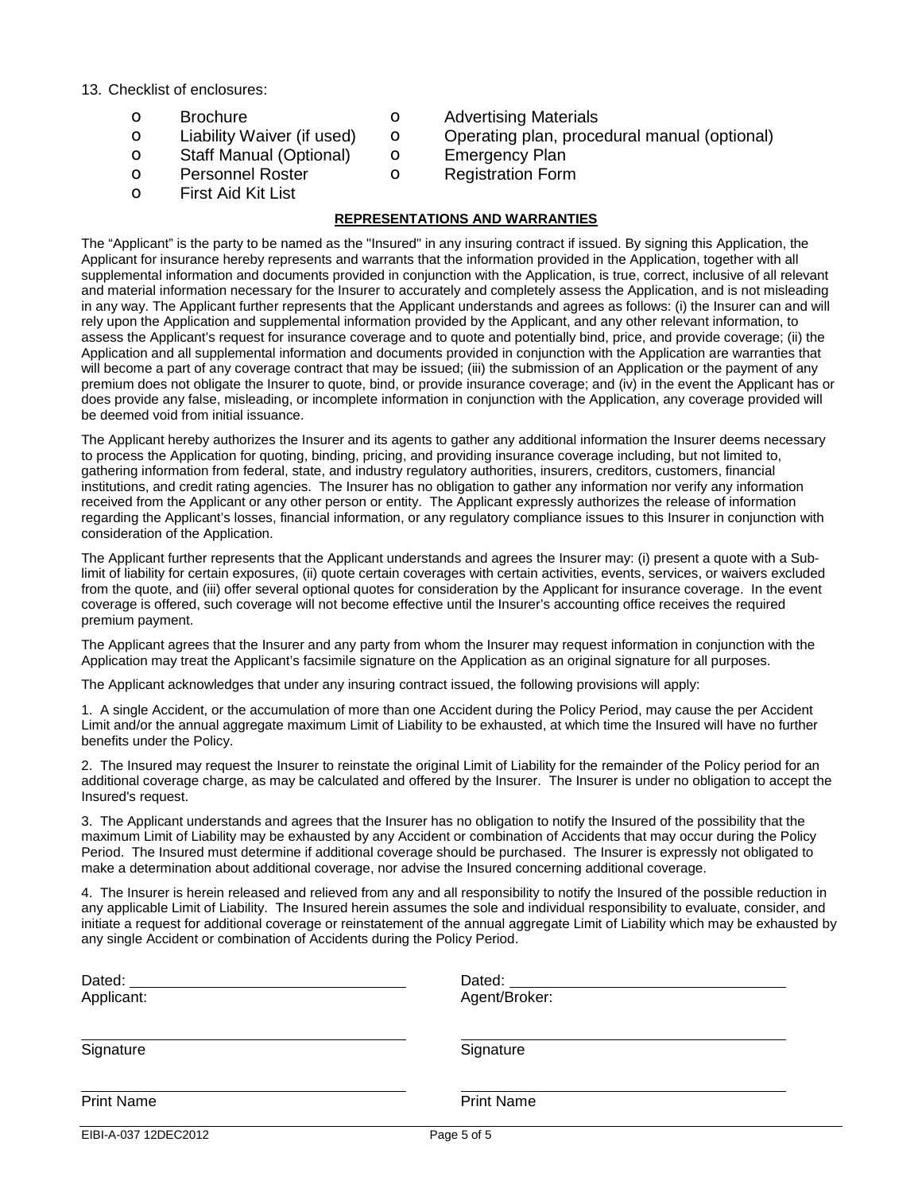13. Checklist of enclosures:

- o Brochure
- o Advertising Materials
- o Liability Waiver (if used)
- o Operating plan, procedural manual (optional)
- o Staff Manual (Optional)
- o Emergency Plan
- o Personnel Roster
- o Registration Form
- o First Aid Kit List

**REPRESENTATIONS AND WARRANTIES**

The "Applicant" is the party to be named as the "Insured" in any insuring contract if issued. By signing this Application, the Applicant for insurance hereby represents and warrants that the information provided in the Application, together with all supplemental information and documents provided in conjunction with the Application, is true, correct, inclusive of all relevant and material information necessary for the Insurer to accurately and completely assess the Application, and is not misleading in any way. The Applicant further represents that the Applicant understands and agrees as follows: (i) the Insurer can and will rely upon the Application and supplemental information provided by the Applicant, and any other relevant information, to assess the Applicant's request for insurance coverage and to quote and potentially bind, price, and provide coverage; (ii) the Application and all supplemental information and documents provided in conjunction with the Application are warranties that will become a part of any coverage contract that may be issued; (iii) the submission of an Application or the payment of any premium does not obligate the Insurer to quote, bind, or provide insurance coverage; and (iv) in the event the Applicant has or does provide any false, misleading, or incomplete information in conjunction with the Application, any coverage provided will be deemed void from initial issuance.

The Applicant hereby authorizes the Insurer and its agents to gather any additional information the Insurer deems necessary to process the Application for quoting, binding, pricing, and providing insurance coverage including, but not limited to, gathering information from federal, state, and industry regulatory authorities, insurers, creditors, customers, financial institutions, and credit rating agencies. The Insurer has no obligation to gather any information nor verify any information received from the Applicant or any other person or entity. The Applicant expressly authorizes the release of information regarding the Applicant's losses, financial information, or any regulatory compliance issues to this Insurer in conjunction with consideration of the Application.

The Applicant further represents that the Applicant understands and agrees the Insurer may: (i) present a quote with a Sub-limit of liability for certain exposures, (ii) quote certain coverages with certain activities, events, services, or waivers excluded from the quote, and (iii) offer several optional quotes for consideration by the Applicant for insurance coverage. In the event coverage is offered, such coverage will not become effective until the Insurer's accounting office receives the required premium payment.

The Applicant agrees that the Insurer and any party from whom the Insurer may request information in conjunction with the Application may treat the Applicant's facsimile signature on the Application as an original signature for all purposes.

The Applicant acknowledges that under any insuring contract issued, the following provisions will apply:

1. A single Accident, or the accumulation of more than one Accident during the Policy Period, may cause the per Accident Limit and/or the annual aggregate maximum Limit of Liability to be exhausted, at which time the Insured will have no further benefits under the Policy.

2. The Insured may request the Insurer to reinstate the original Limit of Liability for the remainder of the Policy period for an additional coverage charge, as may be calculated and offered by the Insurer. The Insurer is under no obligation to accept the Insured's request.

3. The Applicant understands and agrees that the Insurer has no obligation to notify the Insured of the possibility that the maximum Limit of Liability may be exhausted by any Accident or combination of Accidents that may occur during the Policy Period. The Insured must determine if additional coverage should be purchased. The Insurer is expressly not obligated to make a determination about additional coverage, nor advise the Insured concerning additional coverage.

4. The Insurer is herein released and relieved from any and all responsibility to notify the Insured of the possible reduction in any applicable Limit of Liability. The Insured herein assumes the sole and individual responsibility to evaluate, consider, and initiate a request for additional coverage or reinstatement of the annual aggregate Limit of Liability which may be exhausted by any single Accident or combination of Accidents during the Policy Period.

Dated: ______________________________
Applicant:

______________________________
Signature

______________________________
Print Name

Dated: ______________________________
Agent/Broker:

______________________________
Signature

______________________________
Print Name

EIBI-A-037 12DEC2012